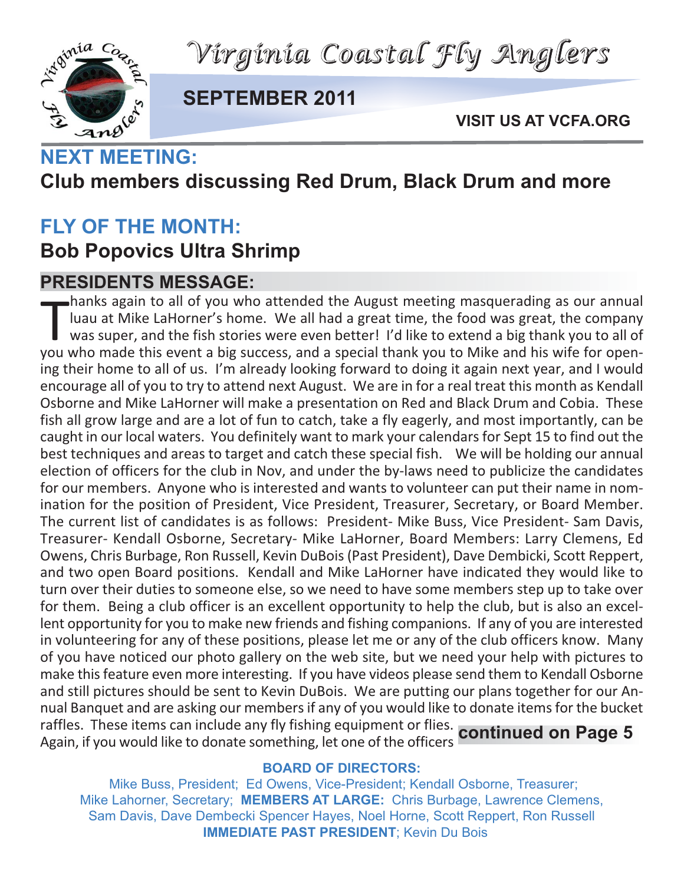# Virginia Coastal Fly Anglers

## SEPTEMBER 2011

**VISIT US AT VCFA.ORG**

## NEXT MEETING:

### Club members discussing Red Drum, Black Drum and more

## FLY OF THE MONTH:

### Bob Popovics Ultra Shrimp

## PRESIDENTS MESSAGE:

Thanks again to all of you who attended the August meeting masquerading as our annual luau at Mike LaHorner's home. We all had a great time, the food was great, the company was super, and the fish stories were even better! I'd like to extend a big thank you to all of you who made this event a big success, and a special thank you to Mike and his wife for opening their home to all of us. I'm already looking forward to doing it again next year, and I would encourage all of you to try to attend next August. We are in for a real treat this month as Kendall Osborne and Mike LaHorner will make a presentation on Red and Black Drum and Cobia. These fish all grow large and are a lot of fun to catch, take a fly eagerly, and most importantly, can be caught in our local waters. You definitely want to mark your calendars for Sept 15 to find out the best techniques and areas to target and catch these special fish. We will be holding our annual election of officers for the club in Nov, and under the by-laws need to publicize the candidates for our members. Anyone who is interested and wants to volunteer can put their name in nomination for the position of President, Vice President, Treasurer, Secretary, or Board Member. The current list of candidates is as follows: President- Mike Buss, Vice President- Sam Davis, Treasurer- Kendall Osborne, Secretary- Mike LaHorner, Board Members: Larry Clemens, Ed Owens, Chris Burbage, Ron Russell, Kevin DuBois (Past President), Dave Dembicki, Scott Reppert, and two open Board positions. Kendall and Mike LaHorner have indicated they would like to turn over their duties to someone else, so we need to have some members step up to take over for them. Being a club officer is an excellent opportunity to help the club, but is also an excellent opportunity for you to make new friends and fishing companions. If any of you are interested in volunteering for any of these positions, please let me or any of the club officers know. Many of you have noticed our photo gallery on the web site, but we need your help with pictures to make this feature even more interesting. If you have videos please send them to Kendall Osborne and still pictures should be sent to Kevin DuBois. We are putting our plans together for our Annual Banquet and are asking our members if any of you would like to donate items for the bucket raffles. These items can include any fly fishing equipment or flies. Again, if you would like to donate something, let one of the officers **continued on Page 5**

**BOARD OF DIRECTORS:**

Mike Buss, President; Ed Owens, Vice-President; Kendall Osborne, Treasurer; Mike Lahorner, Secretary; **MEMBERS AT LARGE:** Chris Burbage, Lawrence Clemens, Sam Davis, Dave Dembecki Spencer Hayes, Noel Horne, Scott Reppert, Ron Russell **IMMEDIATE PAST PRESIDENT**; Kevin Du Bois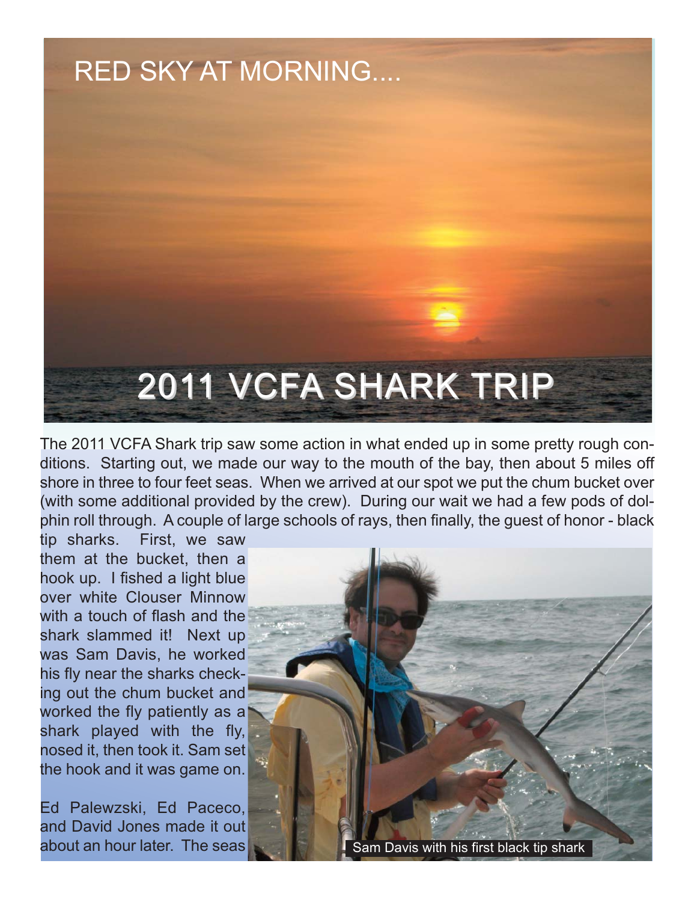RED SKY AT MORNING....

# 2011 VCFA SHARK TRIP

The 2011 VCFA Shark trip saw some action in what ended up in some pretty rough conditions. Starting out, we made our way to the mouth of the bay, then about 5 miles off shore in three to four feet seas. When we arrived at our spot we put the chum bucket over (with some additional provided by the crew). During our wait we had a few pods of dolphin roll through. A couple of large schools of rays, then finally, the guest of honor - black tip sharks. First, we saw them at the bucket, then a hook up. I fished a light blue over white Clouser Minnow with a touch of flash and the shark slammed it! Next up was Sam Davis, he worked his fly near the sharks checking out the chum bucket and worked the fly patiently as a shark played with the fly, nosed it, then took it. Sam set the hook and it was game on.

Sam Davis with his first black tip shark

Ed Palewzski, Ed Paceco, and David Jones made it out about an hour later. The seas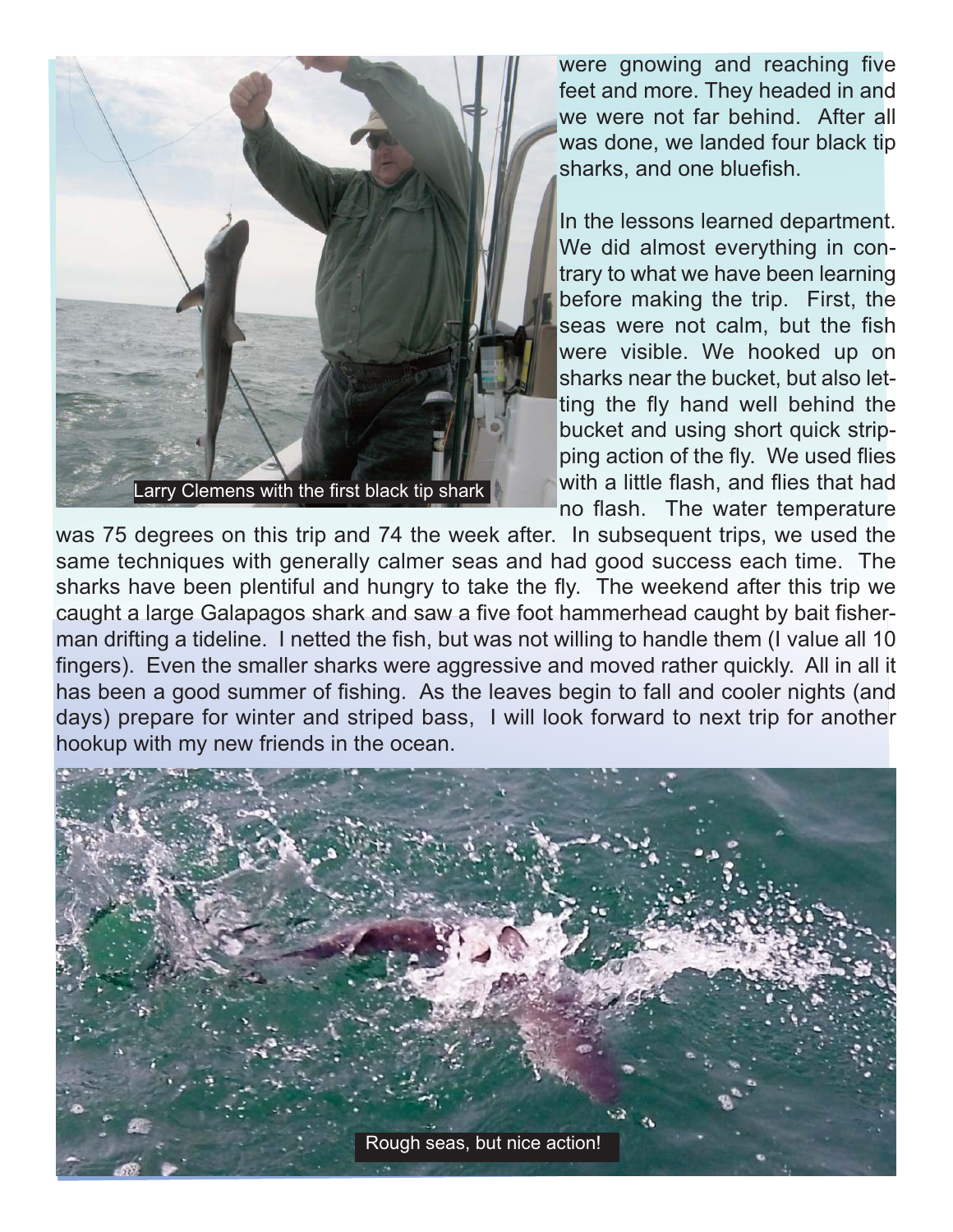were gnowing and reaching five feet and more. They headed in and we were not far behind. After all was done, we landed four black tip sharks, and one bluefish.

In the lessons learned department. We did almost everything in contrary to what we have been learning before making the trip. First, the seas were not calm, but the fish were visible. We hooked up on sharks near the bucket, but also letting the fly hand well behind the bucket and using short quick stripping action of the fly. We used flies with a little flash, and flies that had no flash. The water temperature was 75 degrees on this trip and 74 the week after. In subsequent trips, we used the same techniques with generally calmer seas and had good success each time. The sharks have been plentiful and hungry to take the fly. The weekend after this trip we caught a large Galapagos shark and saw a five foot hammerhead caught by bait fisherman drifting a tideline. I netted the fish, but was not willing to handle them (I value all 10 fingers). Even the smaller sharks were aggressive and moved rather quickly. All in all it has been a good summer of fishing. As the leaves begin to fall and cooler nights (and days) prepare for winter and striped bass, I will look forward to next trip for another hookup with my new friends in the ocean.

Larry Clemens with the first black tip shark

Rough seas, but nice action!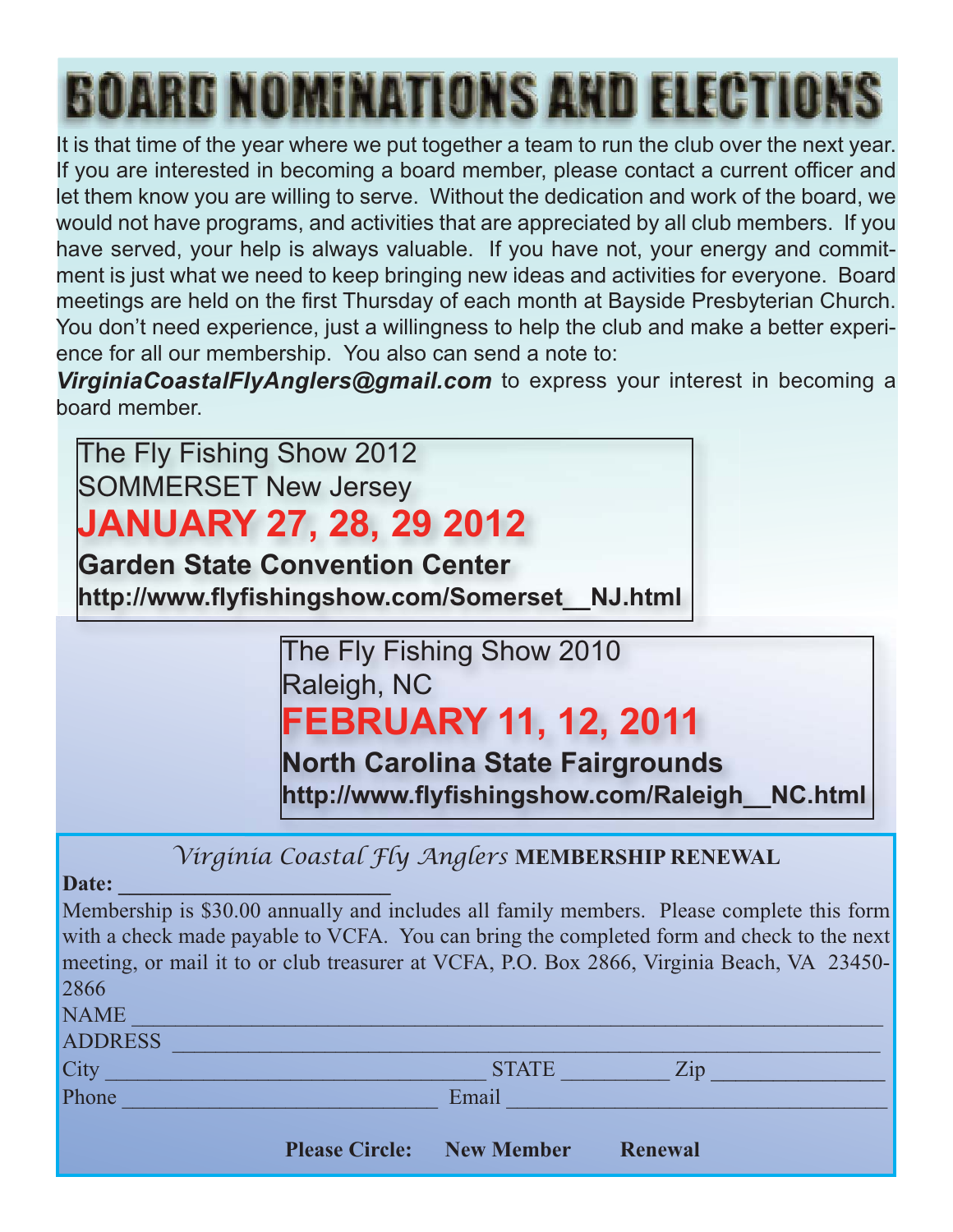# BOARD NOMINATIONS AND ELECTIONS

It is that time of the year where we put together a team to run the club over the next year. If you are interested in becoming a board member, please contact a current officer and let them know you are willing to serve. Without the dedication and work of the board, we would not have programs, and activities that are appreciated by all club members. If you have served, your help is always valuable. If you have not, your energy and commitment is just what we need to keep bringing new ideas and activities for everyone. Board meetings are held on the first Thursday of each month at Bayside Presbyterian Church. You don't need experience, just a willingness to help the club and make a better experience for all our membership. You also can send a note to: ***VirginiaCoastalFlyAnglers@gmail.com*** to express your interest in becoming a board member.

The Fly Fishing Show 2012
SOMMERSET New Jersey
**JANUARY 27, 28, 29 2012**
**Garden State Convention Center**
**http://www.flyfishingshow.com/Somerset__NJ.html**

The Fly Fishing Show 2010
Raleigh, NC
**FEBRUARY 11, 12, 2011**
**North Carolina State Fairgrounds**
**http://www.flyfishingshow.com/Raleigh__NC.html**

## *Virginia Coastal Fly Anglers* MEMBERSHIP RENEWAL

**Date:** ________________________

Membership is $30.00 annually and includes all family members. Please complete this form with a check made payable to VCFA. You can bring the completed form and check to the next meeting, or mail it to or club treasurer at VCFA, P.O. Box 2866, Virginia Beach, VA 23450-2866

NAME ______________________________________________________________________

ADDRESS ___________________________________________________________________

City __________________________________ STATE _________ Zip _______________

Phone ____________________________ Email ___________________________________

**Please Circle: New Member Renewal**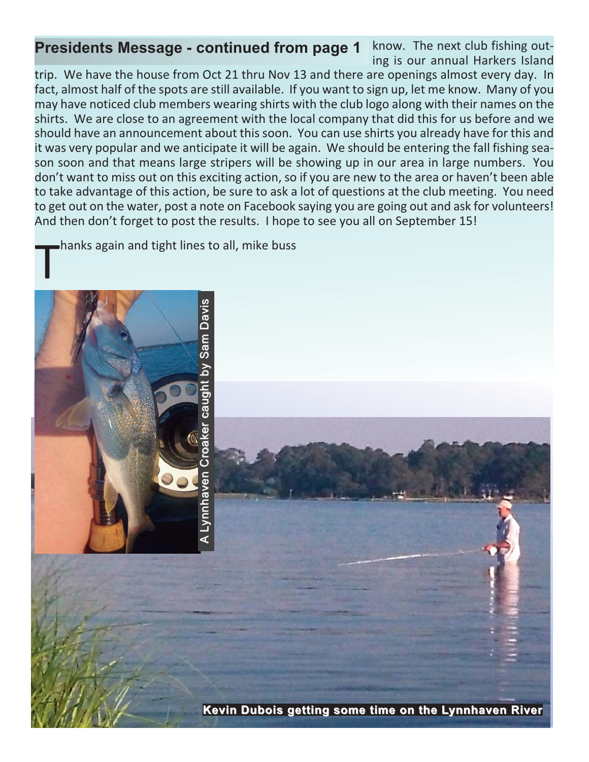## Presidents Message - continued from page 1

know. The next club fishing outing is our annual Harkers Island trip. We have the house from Oct 21 thru Nov 13 and there are openings almost every day. In fact, almost half of the spots are still available. If you want to sign up, let me know. Many of you may have noticed club members wearing shirts with the club logo along with their names on the shirts. We are close to an agreement with the local company that did this for us before and we should have an announcement about this soon. You can use shirts you already have for this and it was very popular and we anticipate it will be again. We should be entering the fall fishing season soon and that means large stripers will be showing up in our area in large numbers. You don't want to miss out on this exciting action, so if you are new to the area or haven't been able to take advantage of this action, be sure to ask a lot of questions at the club meeting. You need to get out on the water, post a note on Facebook saying you are going out and ask for volunteers! And then don't forget to post the results. I hope to see you all on September 15!

Thanks again and tight lines to all, mike buss

A Lynnhaven Croaker caught by Sam Davis

Kevin Dubois getting some time on the Lynnhaven River